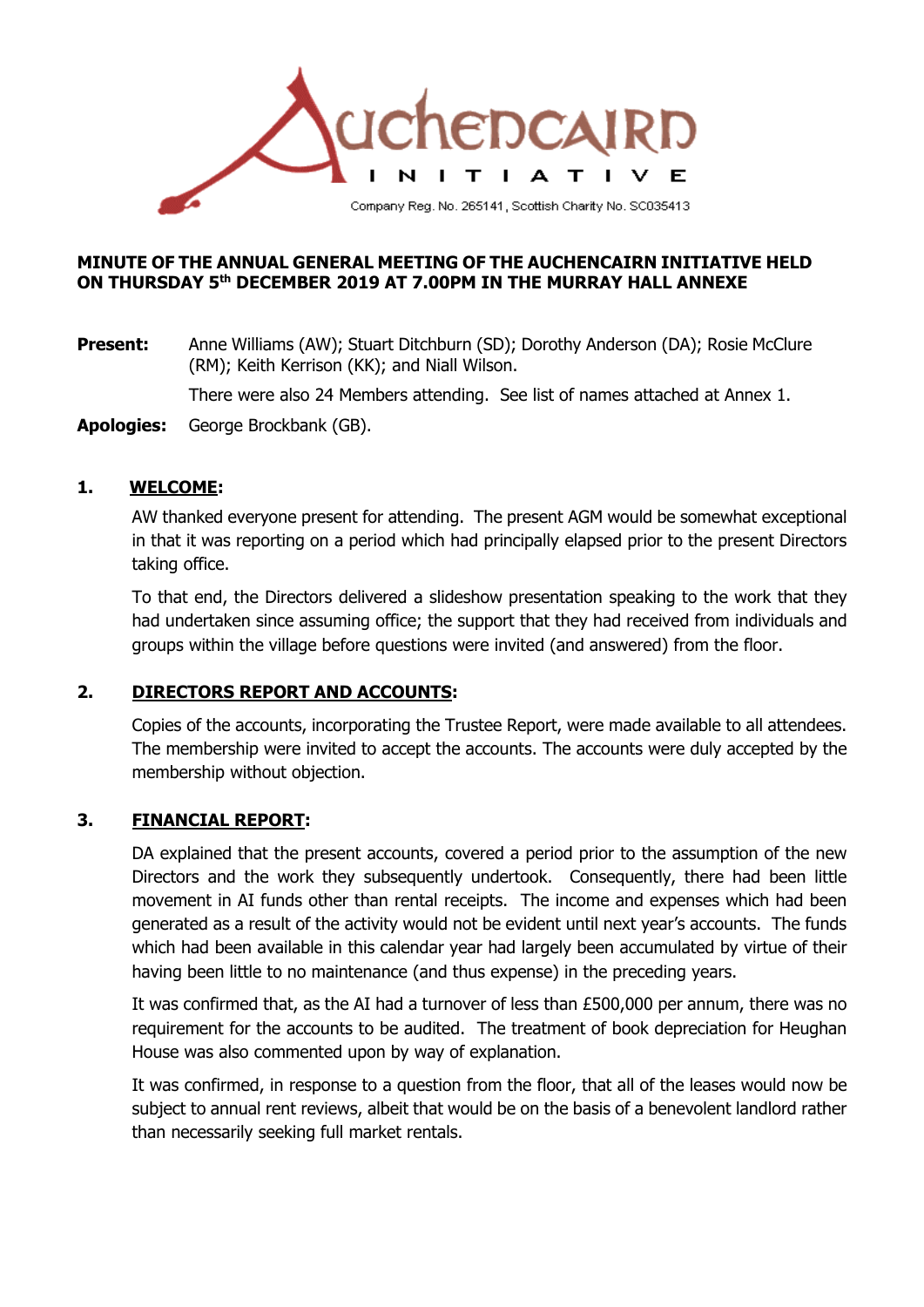Auchencairn Initiative

Company Reg. No. 265141, Scottish Charity No. SC035413

**MINUTE OF THE ANNUAL GENERAL MEETING OF THE AUCHENCAIRN INITIATIVE HELD ON THURSDAY 5th DECEMBER 2019 AT 7.00PM IN THE MURRAY HALL ANNEXE**

**Present:** Anne Williams (AW); Stuart Ditchburn (SD); Dorothy Anderson (DA); Rosie McClure (RM); Keith Kerrison (KK); and Niall Wilson.

There were also 24 Members attending. See list of names attached at Annex 1.

**Apologies:** George Brockbank (GB).

## 1. WELCOME:

AW thanked everyone present for attending. The present AGM would be somewhat exceptional in that it was reporting on a period which had principally elapsed prior to the present Directors taking office.

To that end, the Directors delivered a slideshow presentation speaking to the work that they had undertaken since assuming office; the support that they had received from individuals and groups within the village before questions were invited (and answered) from the floor.

## 2. DIRECTORS REPORT AND ACCOUNTS:

Copies of the accounts, incorporating the Trustee Report, were made available to all attendees. The membership were invited to accept the accounts. The accounts were duly accepted by the membership without objection.

## 3. FINANCIAL REPORT:

DA explained that the present accounts, covered a period prior to the assumption of the new Directors and the work they subsequently undertook. Consequently, there had been little movement in AI funds other than rental receipts. The income and expenses which had been generated as a result of the activity would not be evident until next year's accounts. The funds which had been available in this calendar year had largely been accumulated by virtue of their having been little to no maintenance (and thus expense) in the preceding years.

It was confirmed that, as the AI had a turnover of less than £500,000 per annum, there was no requirement for the accounts to be audited. The treatment of book depreciation for Heughan House was also commented upon by way of explanation.

It was confirmed, in response to a question from the floor, that all of the leases would now be subject to annual rent reviews, albeit that would be on the basis of a benevolent landlord rather than necessarily seeking full market rentals.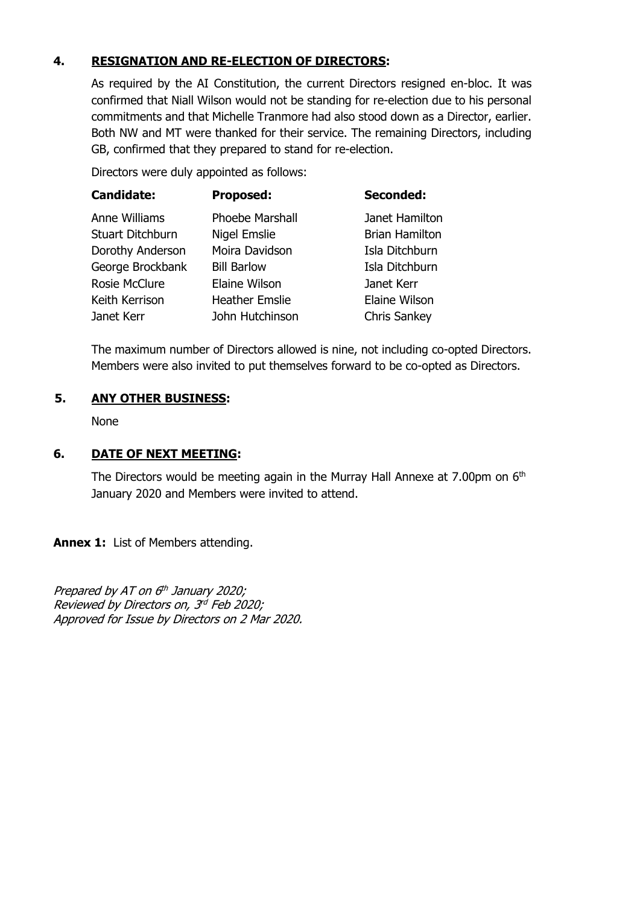## 4. RESIGNATION AND RE-ELECTION OF DIRECTORS:

As required by the AI Constitution, the current Directors resigned en-bloc. It was confirmed that Niall Wilson would not be standing for re-election due to his personal commitments and that Michelle Tranmore had also stood down as a Director, earlier. Both NW and MT were thanked for their service. The remaining Directors, including GB, confirmed that they prepared to stand for re-election.

Directors were duly appointed as follows:

| Candidate: | Proposed: | Seconded: |
|---|---|---|
| Anne Williams | Phoebe Marshall | Janet Hamilton |
| Stuart Ditchburn | Nigel Emslie | Brian Hamilton |
| Dorothy Anderson | Moira Davidson | Isla Ditchburn |
| George Brockbank | Bill Barlow | Isla Ditchburn |
| Rosie McClure | Elaine Wilson | Janet Kerr |
| Keith Kerrison | Heather Emslie | Elaine Wilson |
| Janet Kerr | John Hutchinson | Chris Sankey |

The maximum number of Directors allowed is nine, not including co-opted Directors. Members were also invited to put themselves forward to be co-opted as Directors.

## 5. ANY OTHER BUSINESS:

None

## 6. DATE OF NEXT MEETING:

The Directors would be meeting again in the Murray Hall Annexe at 7.00pm on 6th January 2020 and Members were invited to attend.

**Annex 1:** List of Members attending.

*Prepared by AT on 6th January 2020;*
*Reviewed by Directors on, 3rd Feb 2020;*
*Approved for Issue by Directors on 2 Mar 2020.*